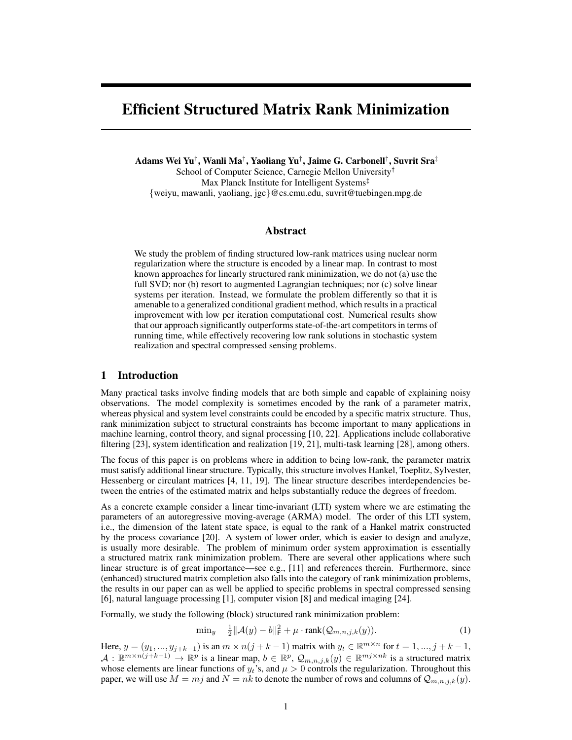# Efficient Structured Matrix Rank Minimization

**Adams Wei Yu[†], Wanli Ma[†], Yaoliang Yu[†], Jaime G. Carbonell[†], Suvrit Sra[‡]**
School of Computer Science, Carnegie Mellon University[†]
Max Planck Institute for Intelligent Systems[‡]
{weiyu, mawanli, yaoliang, jgc}@cs.cmu.edu, suvrit@tuebingen.mpg.de

## Abstract

We study the problem of finding structured low-rank matrices using nuclear norm regularization where the structure is encoded by a linear map. In contrast to most known approaches for linearly structured rank minimization, we do not (a) use the full SVD; nor (b) resort to augmented Lagrangian techniques; nor (c) solve linear systems per iteration. Instead, we formulate the problem differently so that it is amenable to a generalized conditional gradient method, which results in a practical improvement with low per iteration computational cost. Numerical results show that our approach significantly outperforms state-of-the-art competitors in terms of running time, while effectively recovering low rank solutions in stochastic system realization and spectral compressed sensing problems.

## 1 Introduction

Many practical tasks involve finding models that are both simple and capable of explaining noisy observations. The model complexity is sometimes encoded by the rank of a parameter matrix, whereas physical and system level constraints could be encoded by a specific matrix structure. Thus, rank minimization subject to structural constraints has become important to many applications in machine learning, control theory, and signal processing [10, 22]. Applications include collaborative filtering [23], system identification and realization [19, 21], multi-task learning [28], among others.

The focus of this paper is on problems where in addition to being low-rank, the parameter matrix must satisfy additional linear structure. Typically, this structure involves Hankel, Toeplitz, Sylvester, Hessenberg or circulant matrices [4, 11, 19]. The linear structure describes interdependencies between the entries of the estimated matrix and helps substantially reduce the degrees of freedom.

As a concrete example consider a linear time-invariant (LTI) system where we are estimating the parameters of an autoregressive moving-average (ARMA) model. The order of this LTI system, i.e., the dimension of the latent state space, is equal to the rank of a Hankel matrix constructed by the process covariance [20]. A system of lower order, which is easier to design and analyze, is usually more desirable. The problem of minimum order system approximation is essentially a structured matrix rank minimization problem. There are several other applications where such linear structure is of great importance—see e.g., [11] and references therein. Furthermore, since (enhanced) structured matrix completion also falls into the category of rank minimization problems, the results in our paper can as well be applied to specific problems in spectral compressed sensing [6], natural language processing [1], computer vision [8] and medical imaging [24].

Formally, we study the following (block) structured rank minimization problem:

$$\min_y \quad \tfrac{1}{2}\|\mathcal{A}(y) - b\|_{\mathsf{F}}^2 + \mu \cdot \operatorname{rank}(\mathcal{Q}_{m,n,j,k}(y)). \tag{1}$$

Here, $y = (y_1, ..., y_{j+k-1})$ is an $m \times n(j + k - 1)$ matrix with $y_t \in \mathbb{R}^{m\times n}$ for $t = 1, ..., j + k - 1$, $\mathcal{A} : \mathbb{R}^{m\times n(j+k-1)} \to \mathbb{R}^p$ is a linear map, $b \in \mathbb{R}^p$, $\mathcal{Q}_{m,n,j,k}(y) \in \mathbb{R}^{mj\times nk}$ is a structured matrix whose elements are linear functions of $y_t$'s, and $\mu > 0$ controls the regularization. Throughout this paper, we will use $M = mj$ and $N = nk$ to denote the number of rows and columns of $\mathcal{Q}_{m,n,j,k}(y)$.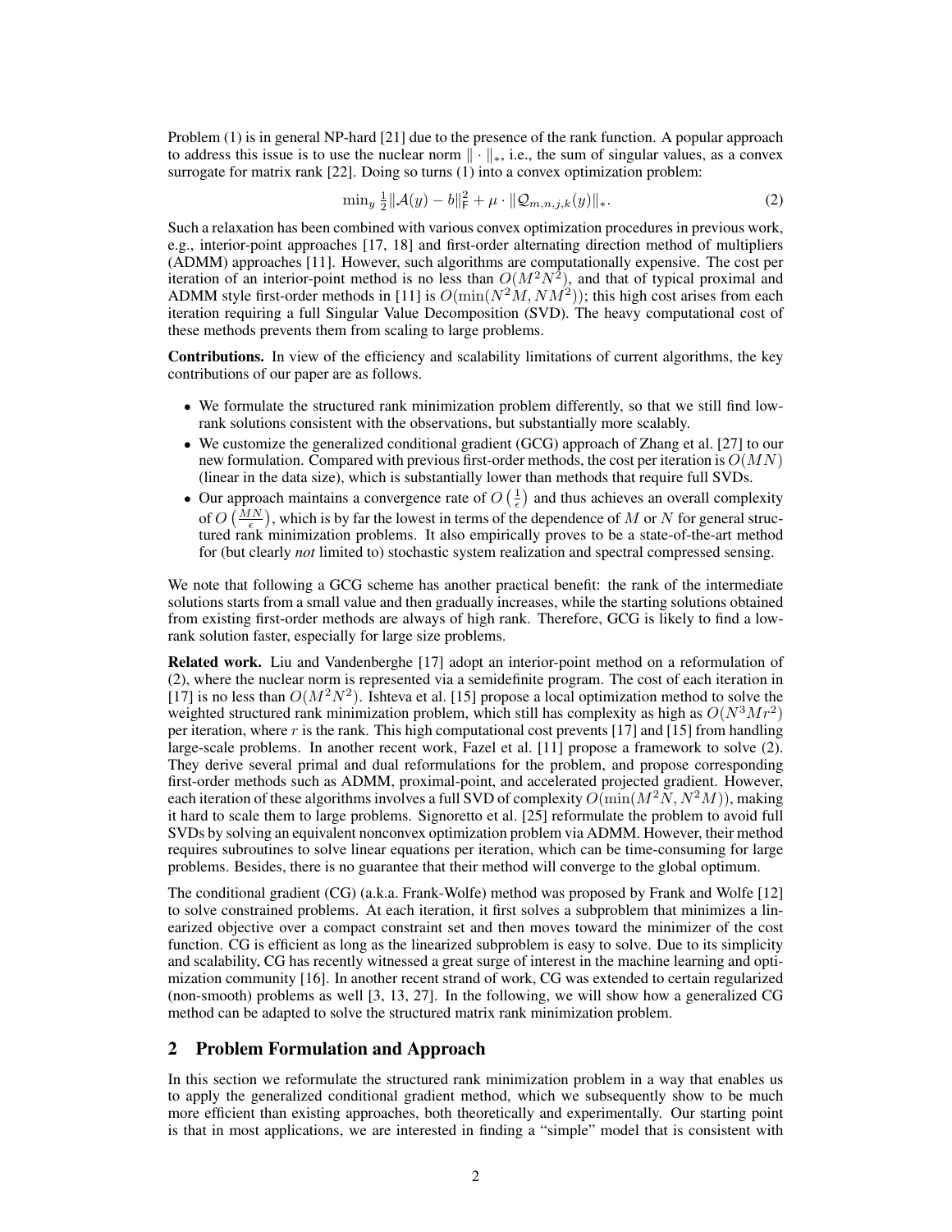Problem (1) is in general NP-hard [21] due to the presence of the rank function. A popular approach to address this issue is to use the nuclear norm $\|\cdot\|_*$, i.e., the sum of singular values, as a convex surrogate for matrix rank [22]. Doing so turns (1) into a convex optimization problem:

$$\min_y \tfrac{1}{2}\|\mathcal{A}(y) - b\|_{\mathsf{F}}^2 + \mu \cdot \|\mathcal{Q}_{m,n,j,k}(y)\|_*. \tag{2}$$

Such a relaxation has been combined with various convex optimization procedures in previous work, e.g., interior-point approaches [17, 18] and first-order alternating direction method of multipliers (ADMM) approaches [11]. However, such algorithms are computationally expensive. The cost per iteration of an interior-point method is no less than $O(M^2N^2)$, and that of typical proximal and ADMM style first-order methods in [11] is $O(\min(N^2M, NM^2))$; this high cost arises from each iteration requiring a full Singular Value Decomposition (SVD). The heavy computational cost of these methods prevents them from scaling to large problems.

**Contributions.** In view of the efficiency and scalability limitations of current algorithms, the key contributions of our paper are as follows.

- We formulate the structured rank minimization problem differently, so that we still find low-rank solutions consistent with the observations, but substantially more scalably.
- We customize the generalized conditional gradient (GCG) approach of Zhang et al. [27] to our new formulation. Compared with previous first-order methods, the cost per iteration is $O(MN)$ (linear in the data size), which is substantially lower than methods that require full SVDs.
- Our approach maintains a convergence rate of $O\left(\frac{1}{\epsilon}\right)$ and thus achieves an overall complexity of $O\left(\frac{MN}{\epsilon}\right)$, which is by far the lowest in terms of the dependence of $M$ or $N$ for general structured rank minimization problems. It also empirically proves to be a state-of-the-art method for (but clearly *not* limited to) stochastic system realization and spectral compressed sensing.

We note that following a GCG scheme has another practical benefit: the rank of the intermediate solutions starts from a small value and then gradually increases, while the starting solutions obtained from existing first-order methods are always of high rank. Therefore, GCG is likely to find a low-rank solution faster, especially for large size problems.

**Related work.** Liu and Vandenberghe [17] adopt an interior-point method on a reformulation of (2), where the nuclear norm is represented via a semidefinite program. The cost of each iteration in [17] is no less than $O(M^2N^2)$. Ishteva et al. [15] propose a local optimization method to solve the weighted structured rank minimization problem, which still has complexity as high as $O(N^3Mr^2)$ per iteration, where $r$ is the rank. This high computational cost prevents [17] and [15] from handling large-scale problems. In another recent work, Fazel et al. [11] propose a framework to solve (2). They derive several primal and dual reformulations for the problem, and propose corresponding first-order methods such as ADMM, proximal-point, and accelerated projected gradient. However, each iteration of these algorithms involves a full SVD of complexity $O(\min(M^2N, N^2M))$, making it hard to scale them to large problems. Signoretto et al. [25] reformulate the problem to avoid full SVDs by solving an equivalent nonconvex optimization problem via ADMM. However, their method requires subroutines to solve linear equations per iteration, which can be time-consuming for large problems. Besides, there is no guarantee that their method will converge to the global optimum.

The conditional gradient (CG) (a.k.a. Frank-Wolfe) method was proposed by Frank and Wolfe [12] to solve constrained problems. At each iteration, it first solves a subproblem that minimizes a linearized objective over a compact constraint set and then moves toward the minimizer of the cost function. CG is efficient as long as the linearized subproblem is easy to solve. Due to its simplicity and scalability, CG has recently witnessed a great surge of interest in the machine learning and optimization community [16]. In another recent strand of work, CG was extended to certain regularized (non-smooth) problems as well [3, 13, 27]. In the following, we will show how a generalized CG method can be adapted to solve the structured matrix rank minimization problem.

## 2 Problem Formulation and Approach

In this section we reformulate the structured rank minimization problem in a way that enables us to apply the generalized conditional gradient method, which we subsequently show to be much more efficient than existing approaches, both theoretically and experimentally. Our starting point is that in most applications, we are interested in finding a "simple" model that is consistent with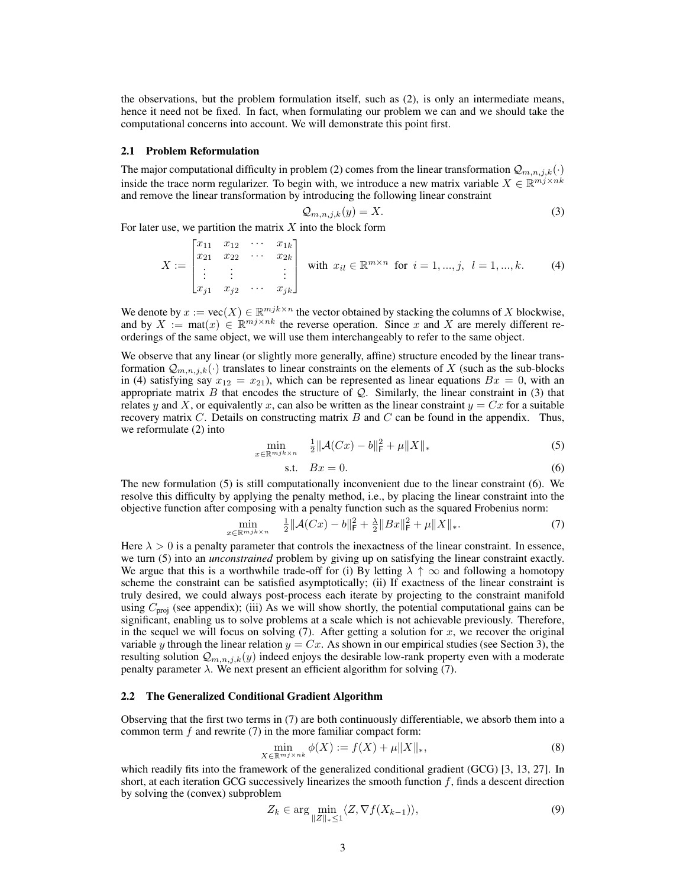the observations, but the problem formulation itself, such as (2), is only an intermediate means, hence it need not be fixed. In fact, when formulating our problem we can and we should take the computational concerns into account. We will demonstrate this point first.

### 2.1 Problem Reformulation

The major computational difficulty in problem (2) comes from the linear transformation $\mathcal{Q}_{m,n,j,k}(\cdot)$ inside the trace norm regularizer. To begin with, we introduce a new matrix variable $X \in \mathbb{R}^{mj \times nk}$ and remove the linear transformation by introducing the following linear constraint

$$\mathcal{Q}_{m,n,j,k}(y) = X. \tag{3}$$

For later use, we partition the matrix $X$ into the block form

$$X := \begin{bmatrix} x_{11} & x_{12} & \cdots & x_{1k} \\ x_{21} & x_{22} & \cdots & x_{2k} \\ \vdots & \vdots & & \vdots \\ x_{j1} & x_{j2} & \cdots & x_{jk} \end{bmatrix} \quad \text{with } x_{il} \in \mathbb{R}^{m \times n} \text{ for } i = 1, ..., j, \; l = 1, ..., k. \tag{4}$$

We denote by $x := \text{vec}(X) \in \mathbb{R}^{mjk \times n}$ the vector obtained by stacking the columns of $X$ blockwise, and by $X := \text{mat}(x) \in \mathbb{R}^{mj \times nk}$ the reverse operation. Since $x$ and $X$ are merely different re-orderings of the same object, we will use them interchangeably to refer to the same object.

We observe that any linear (or slightly more generally, affine) structure encoded by the linear transformation $\mathcal{Q}_{m,n,j,k}(\cdot)$ translates to linear constraints on the elements of $X$ (such as the sub-blocks in (4) satisfying say $x_{12} = x_{21}$), which can be represented as linear equations $Bx = 0$, with an appropriate matrix $B$ that encodes the structure of $\mathcal{Q}$. Similarly, the linear constraint in (3) that relates $y$ and $X$, or equivalently $x$, can also be written as the linear constraint $y = Cx$ for a suitable recovery matrix $C$. Details on constructing matrix $B$ and $C$ can be found in the appendix. Thus, we reformulate (2) into

$$\min_{x \in \mathbb{R}^{mjk \times n}} \quad \tfrac{1}{2}\|\mathcal{A}(Cx) - b\|_{\mathsf{F}}^2 + \mu\|X\|_* \tag{5}$$

$$\text{s.t.} \quad Bx = 0. \tag{6}$$

The new formulation (5) is still computationally inconvenient due to the linear constraint (6). We resolve this difficulty by applying the penalty method, i.e., by placing the linear constraint into the objective function after composing with a penalty function such as the squared Frobenius norm:

$$\min_{x \in \mathbb{R}^{mjk \times n}} \quad \tfrac{1}{2}\|\mathcal{A}(Cx) - b\|_{\mathsf{F}}^2 + \tfrac{\lambda}{2}\|Bx\|_{\mathsf{F}}^2 + \mu\|X\|_*. \tag{7}$$

Here $\lambda > 0$ is a penalty parameter that controls the inexactness of the linear constraint. In essence, we turn (5) into an *unconstrained* problem by giving up on satisfying the linear constraint exactly. We argue that this is a worthwhile trade-off for (i) By letting $\lambda \uparrow \infty$ and following a homotopy scheme the constraint can be satisfied asymptotically; (ii) If exactness of the linear constraint is truly desired, we could always post-process each iterate by projecting to the constraint manifold using $C_{\text{proj}}$ (see appendix); (iii) As we will show shortly, the potential computational gains can be significant, enabling us to solve problems at a scale which is not achievable previously. Therefore, in the sequel we will focus on solving (7). After getting a solution for $x$, we recover the original variable $y$ through the linear relation $y = Cx$. As shown in our empirical studies (see Section 3), the resulting solution $\mathcal{Q}_{m,n,j,k}(y)$ indeed enjoys the desirable low-rank property even with a moderate penalty parameter $\lambda$. We next present an efficient algorithm for solving (7).

### 2.2 The Generalized Conditional Gradient Algorithm

Observing that the first two terms in (7) are both continuously differentiable, we absorb them into a common term $f$ and rewrite (7) in the more familiar compact form:

$$\min_{X \in \mathbb{R}^{mj \times nk}} \phi(X) := f(X) + \mu\|X\|_*, \tag{8}$$

which readily fits into the framework of the generalized conditional gradient (GCG) [3, 13, 27]. In short, at each iteration GCG successively linearizes the smooth function $f$, finds a descent direction by solving the (convex) subproblem

$$Z_k \in \arg\min_{\|Z\|_* \leq 1} \langle Z, \nabla f(X_{k-1}) \rangle, \tag{9}$$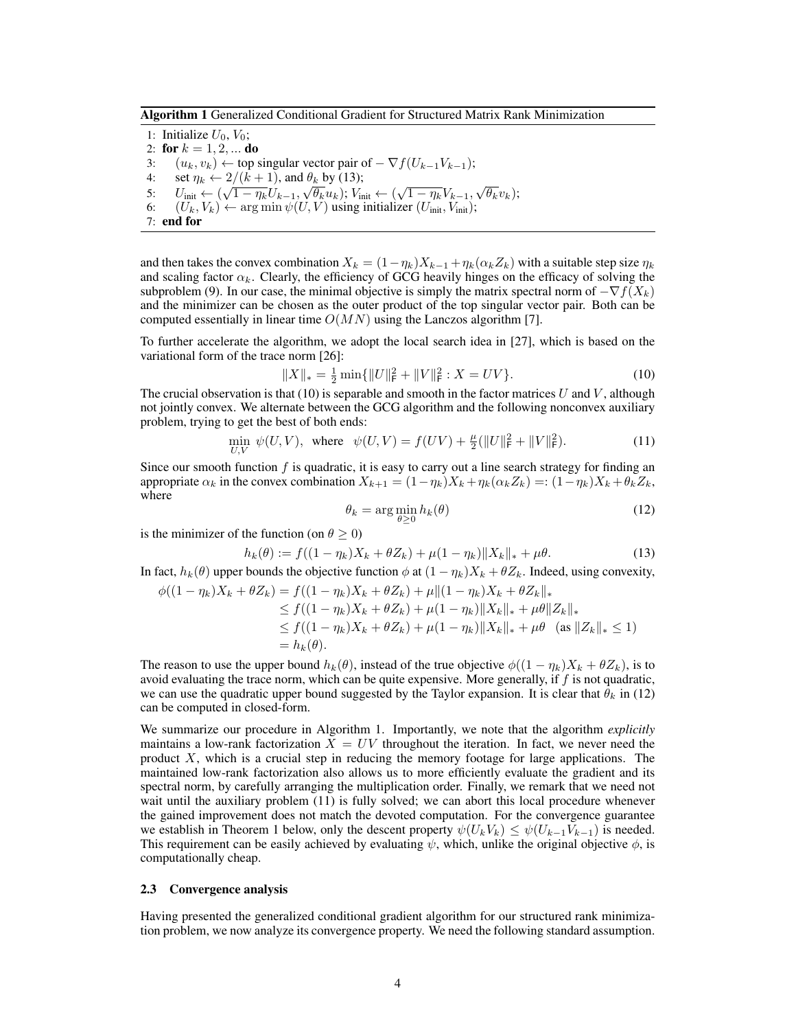**Algorithm 1** Generalized Conditional Gradient for Structured Matrix Rank Minimization

1: Initialize $U_0, V_0$;
2: **for** $k = 1, 2, ...$ **do**
3: $\quad (u_k, v_k) \leftarrow$ top singular vector pair of $-\nabla f(U_{k-1}V_{k-1})$;
4: $\quad$ set $\eta_k \leftarrow 2/(k+1)$, and $\theta_k$ by (13);
5: $\quad U_{\text{init}} \leftarrow (\sqrt{1-\eta_k}U_{k-1}, \sqrt{\theta_k}u_k)$; $V_{\text{init}} \leftarrow (\sqrt{1-\eta_k}V_{k-1}, \sqrt{\theta_k}v_k)$;
6: $\quad (U_k, V_k) \leftarrow \arg\min \psi(U, V)$ using initializer $(U_{\text{init}}, V_{\text{init}})$;
7: **end for**

and then takes the convex combination $X_k = (1-\eta_k)X_{k-1} + \eta_k(\alpha_k Z_k)$ with a suitable step size $\eta_k$ and scaling factor $\alpha_k$. Clearly, the efficiency of GCG heavily hinges on the efficacy of solving the subproblem (9). In our case, the minimal objective is simply the matrix spectral norm of $-\nabla f(X_k)$ and the minimizer can be chosen as the outer product of the top singular vector pair. Both can be computed essentially in linear time $O(MN)$ using the Lanczos algorithm [7].

To further accelerate the algorithm, we adopt the local search idea in [27], which is based on the variational form of the trace norm [26]:

$$\|X\|_* = \tfrac{1}{2}\min\{\|U\|_{\mathsf{F}}^2 + \|V\|_{\mathsf{F}}^2 : X = UV\}. \tag{10}$$

The crucial observation is that (10) is separable and smooth in the factor matrices $U$ and $V$, although not jointly convex. We alternate between the GCG algorithm and the following nonconvex auxiliary problem, trying to get the best of both ends:

$$\min_{U,V}\ \psi(U, V), \quad \text{where} \quad \psi(U, V) = f(UV) + \tfrac{\mu}{2}(\|U\|_{\mathsf{F}}^2 + \|V\|_{\mathsf{F}}^2). \tag{11}$$

Since our smooth function $f$ is quadratic, it is easy to carry out a line search strategy for finding an appropriate $\alpha_k$ in the convex combination $X_{k+1} = (1-\eta_k)X_k + \eta_k(\alpha_k Z_k) =: (1-\eta_k)X_k + \theta_k Z_k$, where

$$\theta_k = \arg\min_{\theta \geq 0} h_k(\theta) \tag{12}$$

is the minimizer of the function (on $\theta \geq 0$)

$$h_k(\theta) := f((1-\eta_k)X_k + \theta Z_k) + \mu(1-\eta_k)\|X_k\|_* + \mu\theta. \tag{13}$$

In fact, $h_k(\theta)$ upper bounds the objective function $\phi$ at $(1-\eta_k)X_k + \theta Z_k$. Indeed, using convexity,

$$\begin{aligned}
\phi((1-\eta_k)X_k + \theta Z_k) &= f((1-\eta_k)X_k + \theta Z_k) + \mu\|(1-\eta_k)X_k + \theta Z_k\|_* \\
&\leq f((1-\eta_k)X_k + \theta Z_k) + \mu(1-\eta_k)\|X_k\|_* + \mu\theta\|Z_k\|_* \\
&\leq f((1-\eta_k)X_k + \theta Z_k) + \mu(1-\eta_k)\|X_k\|_* + \mu\theta \quad (\text{as } \|Z_k\|_* \leq 1) \\
&= h_k(\theta).
\end{aligned}$$

The reason to use the upper bound $h_k(\theta)$, instead of the true objective $\phi((1-\eta_k)X_k + \theta Z_k)$, is to avoid evaluating the trace norm, which can be quite expensive. More generally, if $f$ is not quadratic, we can use the quadratic upper bound suggested by the Taylor expansion. It is clear that $\theta_k$ in (12) can be computed in closed-form.

We summarize our procedure in Algorithm 1. Importantly, we note that the algorithm *explicitly* maintains a low-rank factorization $X = UV$ throughout the iteration. In fact, we never need the product $X$, which is a crucial step in reducing the memory footage for large applications. The maintained low-rank factorization also allows us to more efficiently evaluate the gradient and its spectral norm, by carefully arranging the multiplication order. Finally, we remark that we need not wait until the auxiliary problem (11) is fully solved; we can abort this local procedure whenever the gained improvement does not match the devoted computation. For the convergence guarantee we establish in Theorem 1 below, only the descent property $\psi(U_k V_k) \leq \psi(U_{k-1}V_{k-1})$ is needed. This requirement can be easily achieved by evaluating $\psi$, which, unlike the original objective $\phi$, is computationally cheap.

### 2.3 Convergence analysis

Having presented the generalized conditional gradient algorithm for our structured rank minimization problem, we now analyze its convergence property. We need the following standard assumption.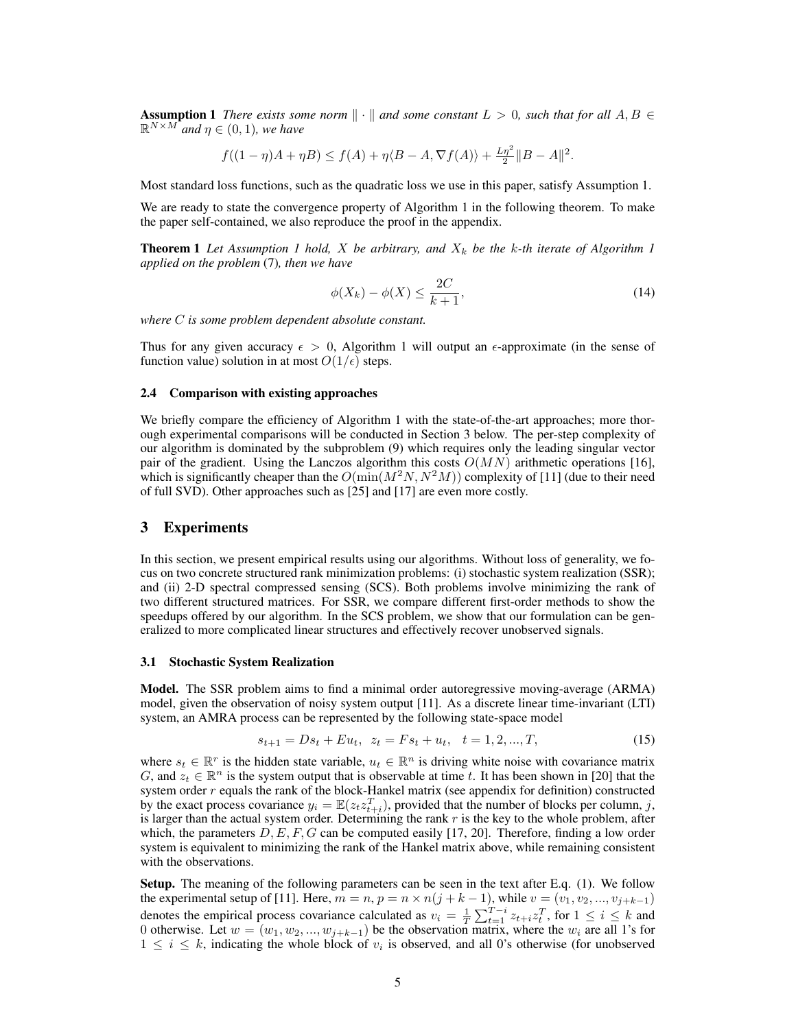**Assumption 1** *There exists some norm $\|\cdot\|$ and some constant $L > 0$, such that for all $A, B \in \mathbb{R}^{N\times M}$ and $\eta \in (0,1)$, we have*

$$f((1-\eta)A + \eta B) \leq f(A) + \eta\langle B - A, \nabla f(A)\rangle + \tfrac{L\eta^2}{2}\|B - A\|^2.$$

Most standard loss functions, such as the quadratic loss we use in this paper, satisfy Assumption 1.

We are ready to state the convergence property of Algorithm 1 in the following theorem. To make the paper self-contained, we also reproduce the proof in the appendix.

**Theorem 1** *Let Assumption 1 hold, $X$ be arbitrary, and $X_k$ be the $k$-th iterate of Algorithm 1 applied on the problem* (7)*, then we have*

$$\phi(X_k) - \phi(X) \leq \frac{2C}{k+1}, \tag{14}$$

*where $C$ is some problem dependent absolute constant.*

Thus for any given accuracy $\epsilon > 0$, Algorithm 1 will output an $\epsilon$-approximate (in the sense of function value) solution in at most $O(1/\epsilon)$ steps.

### 2.4 Comparison with existing approaches

We briefly compare the efficiency of Algorithm 1 with the state-of-the-art approaches; more thorough experimental comparisons will be conducted in Section 3 below. The per-step complexity of our algorithm is dominated by the subproblem (9) which requires only the leading singular vector pair of the gradient. Using the Lanczos algorithm this costs $O(MN)$ arithmetic operations [16], which is significantly cheaper than the $O(\min(M^2N, N^2M))$ complexity of [11] (due to their need of full SVD). Other approaches such as [25] and [17] are even more costly.

## 3 Experiments

In this section, we present empirical results using our algorithms. Without loss of generality, we focus on two concrete structured rank minimization problems: (i) stochastic system realization (SSR); and (ii) 2-D spectral compressed sensing (SCS). Both problems involve minimizing the rank of two different structured matrices. For SSR, we compare different first-order methods to show the speedups offered by our algorithm. In the SCS problem, we show that our formulation can be generalized to more complicated linear structures and effectively recover unobserved signals.

### 3.1 Stochastic System Realization

**Model.** The SSR problem aims to find a minimal order autoregressive moving-average (ARMA) model, given the observation of noisy system output [11]. As a discrete linear time-invariant (LTI) system, an AMRA process can be represented by the following state-space model

$$s_{t+1} = Ds_t + Eu_t, \;\; z_t = Fs_t + u_t, \;\; t = 1, 2, ..., T, \tag{15}$$

where $s_t \in \mathbb{R}^r$ is the hidden state variable, $u_t \in \mathbb{R}^n$ is driving white noise with covariance matrix $G$, and $z_t \in \mathbb{R}^n$ is the system output that is observable at time $t$. It has been shown in [20] that the system order $r$ equals the rank of the block-Hankel matrix (see appendix for definition) constructed by the exact process covariance $y_i = \mathbb{E}(z_t z_{t+i}^T)$, provided that the number of blocks per column, $j$, is larger than the actual system order. Determining the rank $r$ is the key to the whole problem, after which, the parameters $D, E, F, G$ can be computed easily [17, 20]. Therefore, finding a low order system is equivalent to minimizing the rank of the Hankel matrix above, while remaining consistent with the observations.

**Setup.** The meaning of the following parameters can be seen in the text after E.q. (1). We follow the experimental setup of [11]. Here, $m = n$, $p = n \times n(j + k - 1)$, while $v = (v_1, v_2, ..., v_{j+k-1})$ denotes the empirical process covariance calculated as $v_i = \frac{1}{T}\sum_{t=1}^{T-i} z_{t+i}z_t^T$, for $1 \leq i \leq k$ and 0 otherwise. Let $w = (w_1, w_2, ..., w_{j+k-1})$ be the observation matrix, where the $w_i$ are all 1's for $1 \leq i \leq k$, indicating the whole block of $v_i$ is observed, and all 0's otherwise (for unobserved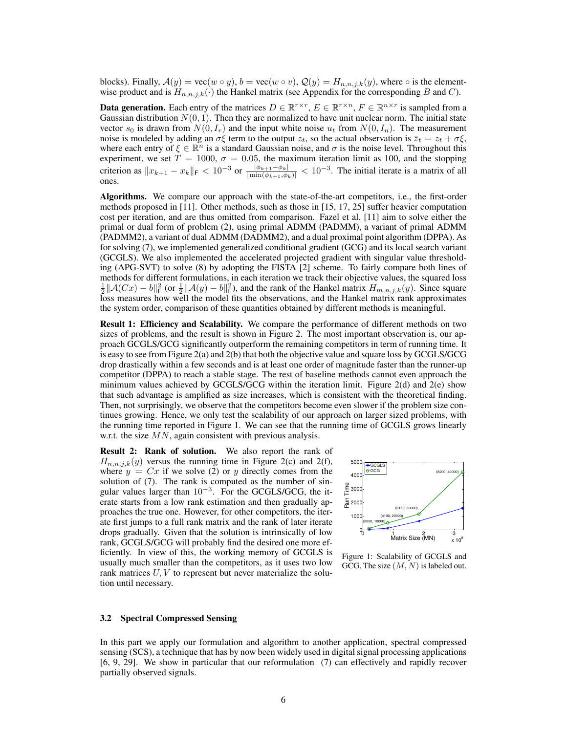blocks). Finally, $\mathcal{A}(y) = \text{vec}(w \circ y)$, $b = \text{vec}(w \circ v)$, $\mathcal{Q}(y) = H_{n,n,j,k}(y)$, where $\circ$ is the element-wise product and is $H_{n,n,j,k}(\cdot)$ the Hankel matrix (see Appendix for the corresponding $B$ and $C$).

**Data generation.** Each entry of the matrices $D \in \mathbb{R}^{r \times r}$, $E \in \mathbb{R}^{r \times n}$, $F \in \mathbb{R}^{n \times r}$ is sampled from a Gaussian distribution $N(0, 1)$. Then they are normalized to have unit nuclear norm. The initial state vector $s_0$ is drawn from $N(0, I_r)$ and the input white noise $u_t$ from $N(0, I_n)$. The measurement noise is modeled by adding an $\sigma\xi$ term to the output $z_t$, so the actual observation is $\overline{z}_t = z_t + \sigma\xi$, where each entry of $\xi \in \mathbb{R}^n$ is a standard Gaussian noise, and $\sigma$ is the noise level. Throughout this experiment, we set $T = 1000$, $\sigma = 0.05$, the maximum iteration limit as 100, and the stopping criterion as $\|x_{k+1} - x_k\|_\mathsf{F} < 10^{-3}$ or $\frac{|\phi_{k+1} - \phi_k|}{|\min(\phi_{k+1}, \phi_k)|} < 10^{-3}$. The initial iterate is a matrix of all ones.

**Algorithms.** We compare our approach with the state-of-the-art competitors, i.e., the first-order methods proposed in [11]. Other methods, such as those in [15, 17, 25] suffer heavier computation cost per iteration, and are thus omitted from comparison. Fazel et al. [11] aim to solve either the primal or dual form of problem (2), using primal ADMM (PADMM), a variant of primal ADMM (PADMM2), a variant of dual ADMM (DADMM2), and a dual proximal point algorithm (DPPA). As for solving (7), we implemented generalized conditional gradient (GCG) and its local search variant (GCGLS). We also implemented the accelerated projected gradient with singular value thresholding (APG-SVT) to solve (8) by adopting the FISTA [2] scheme. To fairly compare both lines of methods for different formulations, in each iteration we track their objective values, the squared loss $\frac{1}{2}\|\mathcal{A}(Cx) - b\|_\mathsf{F}^2$ (or $\frac{1}{2}\|\mathcal{A}(y) - b\|_\mathsf{F}^2$), and the rank of the Hankel matrix $H_{m,n,j,k}(y)$. Since square loss measures how well the model fits the observations, and the Hankel matrix rank approximates the system order, comparison of these quantities obtained by different methods is meaningful.

**Result 1: Efficiency and Scalability.** We compare the performance of different methods on two sizes of problems, and the result is shown in Figure 2. The most important observation is, our approach GCGLS/GCG significantly outperform the remaining competitors in term of running time. It is easy to see from Figure 2(a) and 2(b) that both the objective value and square loss by GCGLS/GCG drop drastically within a few seconds and is at least one order of magnitude faster than the runner-up competitor (DPPA) to reach a stable stage. The rest of baseline methods cannot even approach the minimum values achieved by GCGLS/GCG within the iteration limit. Figure 2(d) and 2(e) show that such advantage is amplified as size increases, which is consistent with the theoretical finding. Then, not surprisingly, we observe that the competitors become even slower if the problem size continues growing. Hence, we only test the scalability of our approach on larger sized problems, with the running time reported in Figure 1. We can see that the running time of GCGLS grows linearly w.r.t. the size $MN$, again consistent with previous analysis.

**Result 2: Rank of solution.** We also report the rank of $H_{n,n,j,k}(y)$ versus the running time in Figure 2(c) and 2(f), where $y = Cx$ if we solve (2) or $y$ directly comes from the solution of (7). The rank is computed as the number of singular values larger than $10^{-3}$. For the GCGLS/GCG, the iterate starts from a low rank estimation and then gradually approaches the true one. However, for other competitors, the iterate first jumps to a full rank matrix and the rank of later iterate drops gradually. Given that the solution is intrinsically of low rank, GCGLS/GCG will probably find the desired one more efficiently. In view of this, the working memory of GCGLS is usually much smaller than the competitors, as it uses two low rank matrices $U, V$ to represent but never materialize the solution until necessary.

Figure 1: Scalability of GCGLS and GCG. The size $(M, N)$ is labeled out.

### 3.2 Spectral Compressed Sensing

In this part we apply our formulation and algorithm to another application, spectral compressed sensing (SCS), a technique that has by now been widely used in digital signal processing applications [6, 9, 29]. We show in particular that our reformulation (7) can effectively and rapidly recover partially observed signals.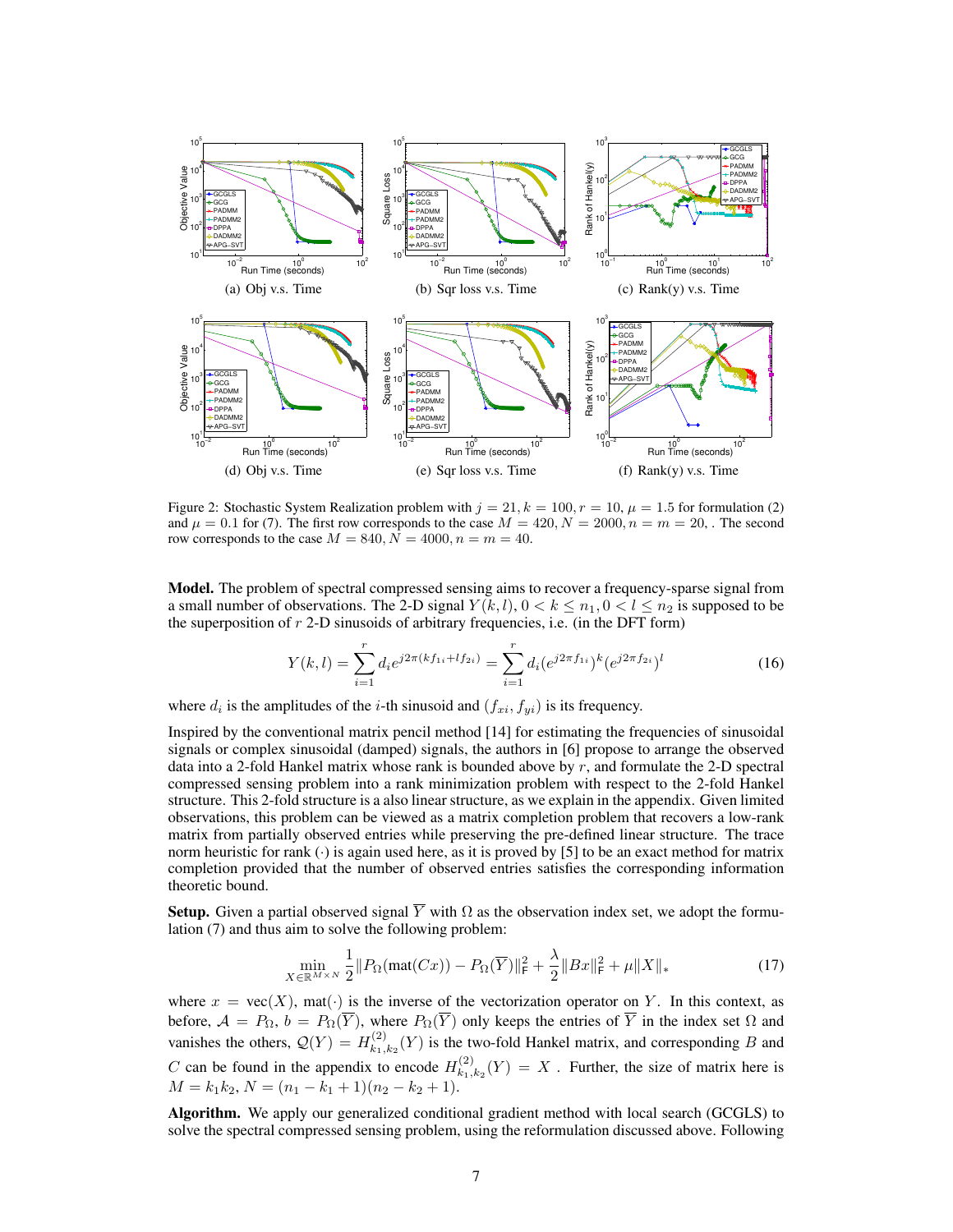(a) Obj v.s. Time (b) Sqr loss v.s. Time (c) Rank(y) v.s. Time

(d) Obj v.s. Time (e) Sqr loss v.s. Time (f) Rank(y) v.s. Time

Figure 2: Stochastic System Realization problem with $j = 21, k = 100, r = 10, \mu = 1.5$ for formulation (2) and $\mu = 0.1$ for (7). The first row corresponds to the case $M = 420, N = 2000, n = m = 20,$ . The second row corresponds to the case $M = 840, N = 4000, n = m = 40$.

**Model.** The problem of spectral compressed sensing aims to recover a frequency-sparse signal from a small number of observations. The 2-D signal $Y(k,l), 0 < k \le n_1, 0 < l \le n_2$ is supposed to be the superposition of $r$ 2-D sinusoids of arbitrary frequencies, i.e. (in the DFT form)

$$Y(k,l) = \sum_{i=1}^{r} d_i e^{j2\pi(kf_{1i}+lf_{2i})} = \sum_{i=1}^{r} d_i (e^{j2\pi f_{1i}})^k (e^{j2\pi f_{2i}})^l \tag{16}$$

where $d_i$ is the amplitudes of the $i$-th sinusoid and $(f_{xi}, f_{yi})$ is its frequency.

Inspired by the conventional matrix pencil method [14] for estimating the frequencies of sinusoidal signals or complex sinusoidal (damped) signals, the authors in [6] propose to arrange the observed data into a 2-fold Hankel matrix whose rank is bounded above by $r$, and formulate the 2-D spectral compressed sensing problem into a rank minimization problem with respect to the 2-fold Hankel structure. This 2-fold structure is a also linear structure, as we explain in the appendix. Given limited observations, this problem can be viewed as a matrix completion problem that recovers a low-rank matrix from partially observed entries while preserving the pre-defined linear structure. The trace norm heuristic for rank $(\cdot)$ is again used here, as it is proved by [5] to be an exact method for matrix completion provided that the number of observed entries satisfies the corresponding information theoretic bound.

**Setup.** Given a partial observed signal $\overline{Y}$ with $\Omega$ as the observation index set, we adopt the formulation (7) and thus aim to solve the following problem:

$$\min_{X \in \mathbb{R}^{M \times N}} \frac{1}{2}\|P_\Omega(\text{mat}(Cx)) - P_\Omega(\overline{Y})\|_\mathsf{F}^2 + \frac{\lambda}{2}\|Bx\|_\mathsf{F}^2 + \mu\|X\|_* \tag{17}$$

where $x = \text{vec}(X)$, $\text{mat}(\cdot)$ is the inverse of the vectorization operator on $Y$. In this context, as before, $\mathcal{A} = P_\Omega$, $b = P_\Omega(\overline{Y})$, where $P_\Omega(\overline{Y})$ only keeps the entries of $\overline{Y}$ in the index set $\Omega$ and vanishes the others, $\mathcal{Q}(Y) = H^{(2)}_{k_1,k_2}(Y)$ is the two-fold Hankel matrix, and corresponding $B$ and $C$ can be found in the appendix to encode $H^{(2)}_{k_1,k_2}(Y) = X$ . Further, the size of matrix here is $M = k_1k_2$, $N = (n_1 - k_1 + 1)(n_2 - k_2 + 1)$.

**Algorithm.** We apply our generalized conditional gradient method with local search (GCGLS) to solve the spectral compressed sensing problem, using the reformulation discussed above. Following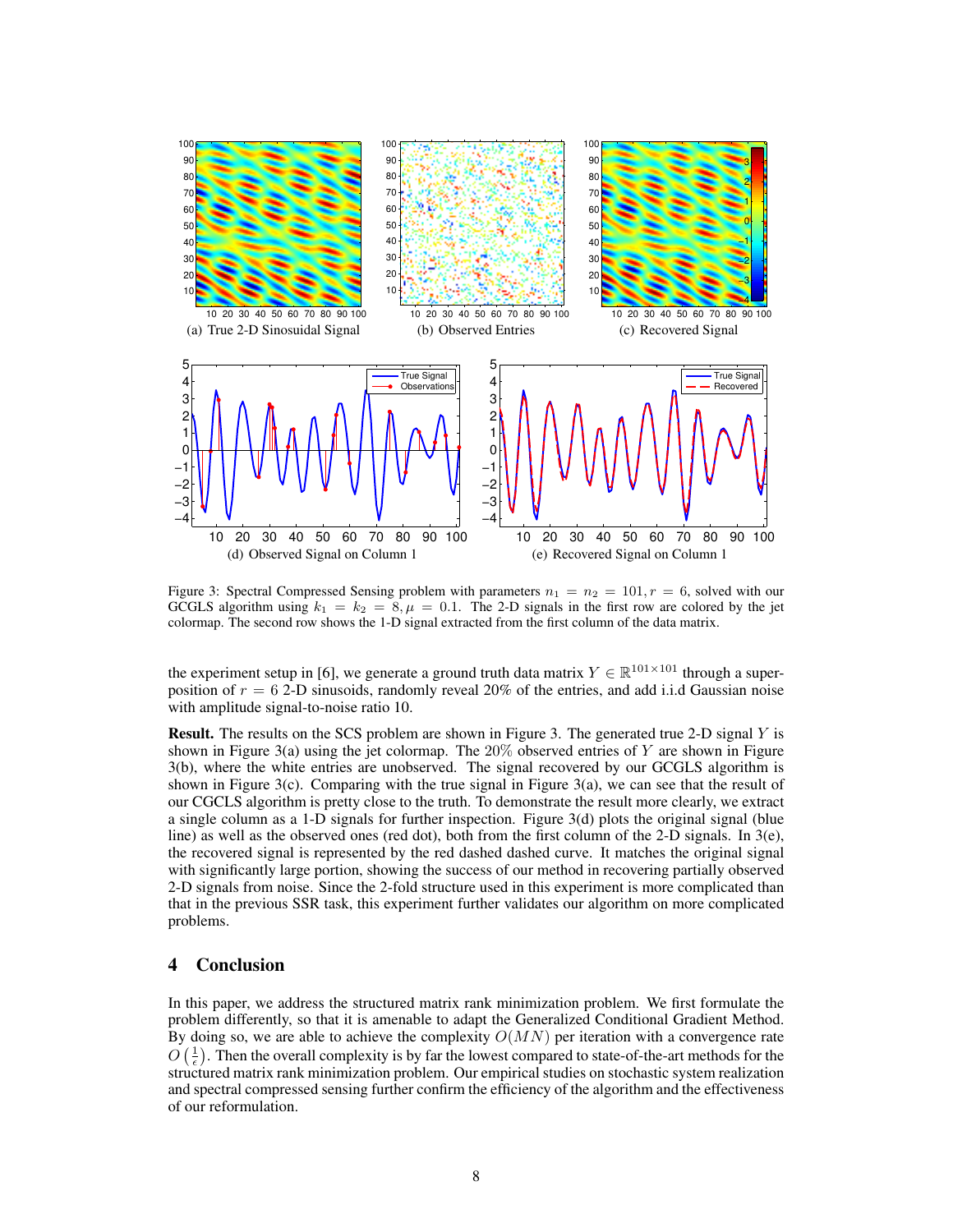(a) True 2-D Sinosuidal Signal

(b) Observed Entries

(c) Recovered Signal

(d) Observed Signal on Column 1

(e) Recovered Signal on Column 1

Figure 3: Spectral Compressed Sensing problem with parameters $n_1 = n_2 = 101, r = 6$, solved with our GCGLS algorithm using $k_1 = k_2 = 8, \mu = 0.1$. The 2-D signals in the first row are colored by the jet colormap. The second row shows the 1-D signal extracted from the first column of the data matrix.

the experiment setup in [6], we generate a ground truth data matrix $Y \in \mathbb{R}^{101\times 101}$ through a superposition of $r = 6$ 2-D sinusoids, randomly reveal 20% of the entries, and add i.i.d Gaussian noise with amplitude signal-to-noise ratio 10.

**Result.** The results on the SCS problem are shown in Figure 3. The generated true 2-D signal $Y$ is shown in Figure 3(a) using the jet colormap. The 20% observed entries of $Y$ are shown in Figure 3(b), where the white entries are unobserved. The signal recovered by our GCGLS algorithm is shown in Figure 3(c). Comparing with the true signal in Figure 3(a), we can see that the result of our CGCLS algorithm is pretty close to the truth. To demonstrate the result more clearly, we extract a single column as a 1-D signals for further inspection. Figure 3(d) plots the original signal (blue line) as well as the observed ones (red dot), both from the first column of the 2-D signals. In 3(e), the recovered signal is represented by the red dashed dashed curve. It matches the original signal with significantly large portion, showing the success of our method in recovering partially observed 2-D signals from noise. Since the 2-fold structure used in this experiment is more complicated than that in the previous SSR task, this experiment further validates our algorithm on more complicated problems.

## 4 Conclusion

In this paper, we address the structured matrix rank minimization problem. We first formulate the problem differently, so that it is amenable to adapt the Generalized Conditional Gradient Method. By doing so, we are able to achieve the complexity $O(MN)$ per iteration with a convergence rate $O\left(\frac{1}{\epsilon}\right)$. Then the overall complexity is by far the lowest compared to state-of-the-art methods for the structured matrix rank minimization problem. Our empirical studies on stochastic system realization and spectral compressed sensing further confirm the efficiency of the algorithm and the effectiveness of our reformulation.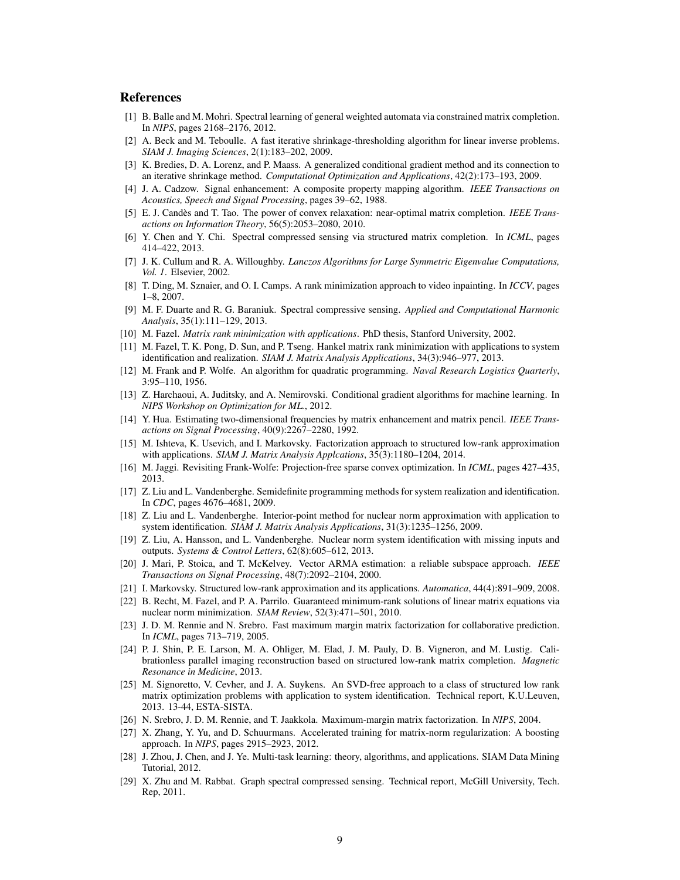## References

[1] B. Balle and M. Mohri. Spectral learning of general weighted automata via constrained matrix completion. In *NIPS*, pages 2168–2176, 2012.

[2] A. Beck and M. Teboulle. A fast iterative shrinkage-thresholding algorithm for linear inverse problems. *SIAM J. Imaging Sciences*, 2(1):183–202, 2009.

[3] K. Bredies, D. A. Lorenz, and P. Maass. A generalized conditional gradient method and its connection to an iterative shrinkage method. *Computational Optimization and Applications*, 42(2):173–193, 2009.

[4] J. A. Cadzow. Signal enhancement: A composite property mapping algorithm. *IEEE Transactions on Acoustics, Speech and Signal Processing*, pages 39–62, 1988.

[5] E. J. Candès and T. Tao. The power of convex relaxation: near-optimal matrix completion. *IEEE Transactions on Information Theory*, 56(5):2053–2080, 2010.

[6] Y. Chen and Y. Chi. Spectral compressed sensing via structured matrix completion. In *ICML*, pages 414–422, 2013.

[7] J. K. Cullum and R. A. Willoughby. *Lanczos Algorithms for Large Symmetric Eigenvalue Computations, Vol. 1*. Elsevier, 2002.

[8] T. Ding, M. Sznaier, and O. I. Camps. A rank minimization approach to video inpainting. In *ICCV*, pages 1–8, 2007.

[9] M. F. Duarte and R. G. Baraniuk. Spectral compressive sensing. *Applied and Computational Harmonic Analysis*, 35(1):111–129, 2013.

[10] M. Fazel. *Matrix rank minimization with applications*. PhD thesis, Stanford University, 2002.

[11] M. Fazel, T. K. Pong, D. Sun, and P. Tseng. Hankel matrix rank minimization with applications to system identification and realization. *SIAM J. Matrix Analysis Applications*, 34(3):946–977, 2013.

[12] M. Frank and P. Wolfe. An algorithm for quadratic programming. *Naval Research Logistics Quarterly*, 3:95–110, 1956.

[13] Z. Harchaoui, A. Juditsky, and A. Nemirovski. Conditional gradient algorithms for machine learning. In *NIPS Workshop on Optimization for ML.*, 2012.

[14] Y. Hua. Estimating two-dimensional frequencies by matrix enhancement and matrix pencil. *IEEE Transactions on Signal Processing*, 40(9):2267–2280, 1992.

[15] M. Ishteva, K. Usevich, and I. Markovsky. Factorization approach to structured low-rank approximation with applications. *SIAM J. Matrix Analysis Applcations*, 35(3):1180–1204, 2014.

[16] M. Jaggi. Revisiting Frank-Wolfe: Projection-free sparse convex optimization. In *ICML*, pages 427–435, 2013.

[17] Z. Liu and L. Vandenberghe. Semidefinite programming methods for system realization and identification. In *CDC*, pages 4676–4681, 2009.

[18] Z. Liu and L. Vandenberghe. Interior-point method for nuclear norm approximation with application to system identification. *SIAM J. Matrix Analysis Applications*, 31(3):1235–1256, 2009.

[19] Z. Liu, A. Hansson, and L. Vandenberghe. Nuclear norm system identification with missing inputs and outputs. *Systems & Control Letters*, 62(8):605–612, 2013.

[20] J. Mari, P. Stoica, and T. McKelvey. Vector ARMA estimation: a reliable subspace approach. *IEEE Transactions on Signal Processing*, 48(7):2092–2104, 2000.

[21] I. Markovsky. Structured low-rank approximation and its applications. *Automatica*, 44(4):891–909, 2008.

[22] B. Recht, M. Fazel, and P. A. Parrilo. Guaranteed minimum-rank solutions of linear matrix equations via nuclear norm minimization. *SIAM Review*, 52(3):471–501, 2010.

[23] J. D. M. Rennie and N. Srebro. Fast maximum margin matrix factorization for collaborative prediction. In *ICML*, pages 713–719, 2005.

[24] P. J. Shin, P. E. Larson, M. A. Ohliger, M. Elad, J. M. Pauly, D. B. Vigneron, and M. Lustig. Calibrationless parallel imaging reconstruction based on structured low-rank matrix completion. *Magnetic Resonance in Medicine*, 2013.

[25] M. Signoretto, V. Cevher, and J. A. Suykens. An SVD-free approach to a class of structured low rank matrix optimization problems with application to system identification. Technical report, K.U.Leuven, 2013. 13-44, ESTA-SISTA.

[26] N. Srebro, J. D. M. Rennie, and T. Jaakkola. Maximum-margin matrix factorization. In *NIPS*, 2004.

[27] X. Zhang, Y. Yu, and D. Schuurmans. Accelerated training for matrix-norm regularization: A boosting approach. In *NIPS*, pages 2915–2923, 2012.

[28] J. Zhou, J. Chen, and J. Ye. Multi-task learning: theory, algorithms, and applications. SIAM Data Mining Tutorial, 2012.

[29] X. Zhu and M. Rabbat. Graph spectral compressed sensing. Technical report, McGill University, Tech. Rep, 2011.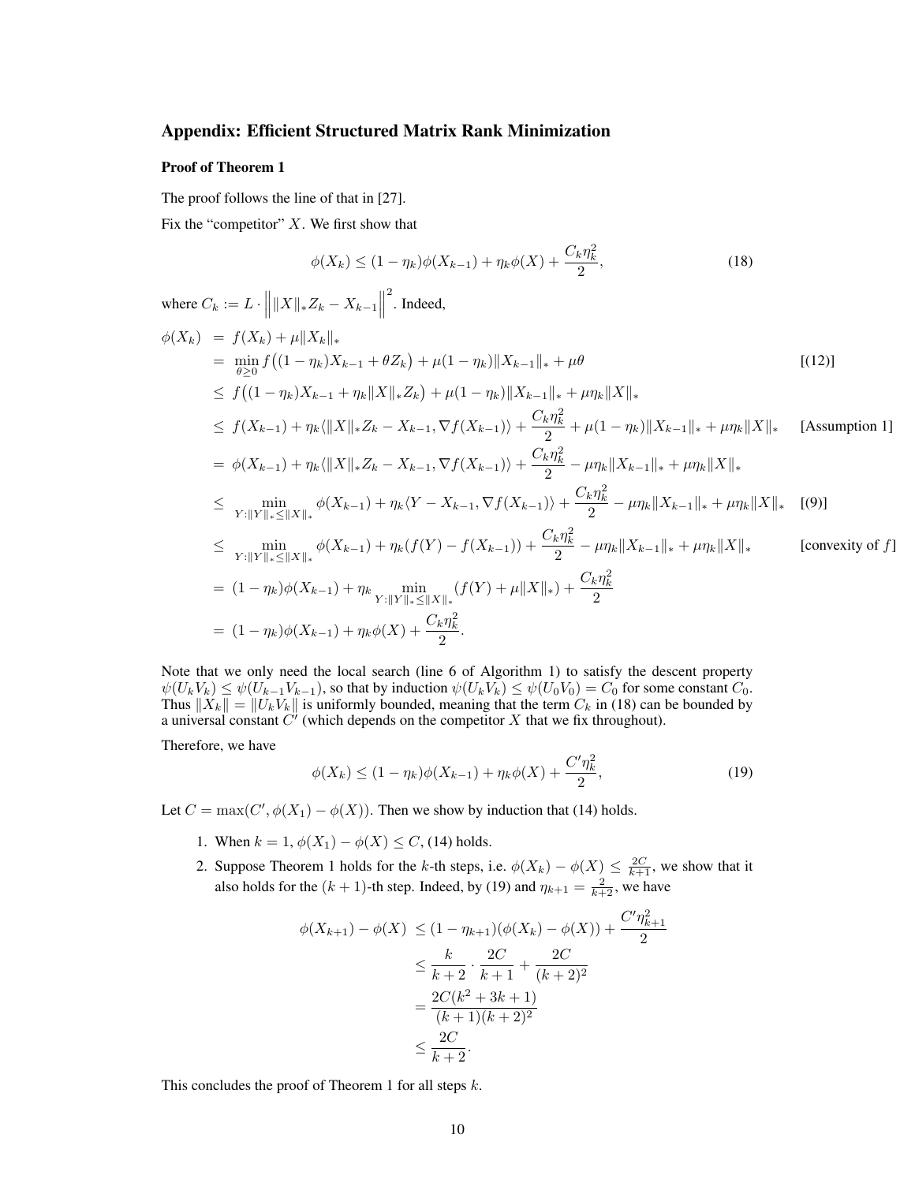## Appendix: Efficient Structured Matrix Rank Minimization

### Proof of Theorem 1

The proof follows the line of that in [27].

Fix the "competitor" $X$. We first show that

$$\phi(X_k) \leq (1 - \eta_k)\phi(X_{k-1}) + \eta_k \phi(X) + \frac{C_k \eta_k^2}{2}, \tag{18}$$

where $C_k := L \cdot \left\| \|X\|_* Z_k - X_{k-1} \right\|^2$. Indeed,

$$\begin{aligned}
\phi(X_k) &= f(X_k) + \mu \|X_k\|_* \\
&= \min_{\theta \geq 0} f\big((1 - \eta_k)X_{k-1} + \theta Z_k\big) + \mu(1 - \eta_k)\|X_{k-1}\|_* + \mu\theta && \text{[(12)]} \\
&\leq f\big((1 - \eta_k)X_{k-1} + \eta_k \|X\|_* Z_k\big) + \mu(1 - \eta_k)\|X_{k-1}\|_* + \mu\eta_k \|X\|_* \\
&\leq f(X_{k-1}) + \eta_k \langle \|X\|_* Z_k - X_{k-1}, \nabla f(X_{k-1}) \rangle + \frac{C_k \eta_k^2}{2} + \mu(1 - \eta_k)\|X_{k-1}\|_* + \mu\eta_k \|X\|_* && \text{[Assumption 1]} \\
&= \phi(X_{k-1}) + \eta_k \langle \|X\|_* Z_k - X_{k-1}, \nabla f(X_{k-1}) \rangle + \frac{C_k \eta_k^2}{2} - \mu\eta_k \|X_{k-1}\|_* + \mu\eta_k \|X\|_* \\
&\leq \min_{Y : \|Y\|_* \leq \|X\|_*} \phi(X_{k-1}) + \eta_k \langle Y - X_{k-1}, \nabla f(X_{k-1}) \rangle + \frac{C_k \eta_k^2}{2} - \mu\eta_k \|X_{k-1}\|_* + \mu\eta_k \|X\|_* && \text{[(9)]} \\
&\leq \min_{Y : \|Y\|_* \leq \|X\|_*} \phi(X_{k-1}) + \eta_k (f(Y) - f(X_{k-1})) + \frac{C_k \eta_k^2}{2} - \mu\eta_k \|X_{k-1}\|_* + \mu\eta_k \|X\|_* && \text{[convexity of } f\text{]} \\
&= (1 - \eta_k)\phi(X_{k-1}) + \eta_k \min_{Y : \|Y\|_* \leq \|X\|_*} (f(Y) + \mu\|X\|_*) + \frac{C_k \eta_k^2}{2} \\
&= (1 - \eta_k)\phi(X_{k-1}) + \eta_k \phi(X) + \frac{C_k \eta_k^2}{2}.
\end{aligned}$$

Note that we only need the local search (line 6 of Algorithm 1) to satisfy the descent property $\psi(U_k V_k) \leq \psi(U_{k-1} V_{k-1})$, so that by induction $\psi(U_k V_k) \leq \psi(U_0 V_0) = C_0$ for some constant $C_0$. Thus $\|X_k\| = \|U_k V_k\|$ is uniformly bounded, meaning that the term $C_k$ in (18) can be bounded by a universal constant $C'$ (which depends on the competitor $X$ that we fix throughout).

Therefore, we have

$$\phi(X_k) \leq (1 - \eta_k)\phi(X_{k-1}) + \eta_k \phi(X) + \frac{C' \eta_k^2}{2}, \tag{19}$$

Let $C = \max(C', \phi(X_1) - \phi(X))$. Then we show by induction that (14) holds.

1. When $k = 1$, $\phi(X_1) - \phi(X) \leq C$, (14) holds.
2. Suppose Theorem 1 holds for the $k$-th steps, i.e. $\phi(X_k) - \phi(X) \leq \frac{2C}{k+1}$, we show that it also holds for the $(k+1)$-th step. Indeed, by (19) and $\eta_{k+1} = \frac{2}{k+2}$, we have

$$\begin{aligned}
\phi(X_{k+1}) - \phi(X) &\leq (1 - \eta_{k+1})(\phi(X_k) - \phi(X)) + \frac{C' \eta_{k+1}^2}{2} \\
&\leq \frac{k}{k+2} \cdot \frac{2C}{k+1} + \frac{2C}{(k+2)^2} \\
&= \frac{2C(k^2 + 3k + 1)}{(k+1)(k+2)^2} \\
&\leq \frac{2C}{k+2}.
\end{aligned}$$

This concludes the proof of Theorem 1 for all steps $k$.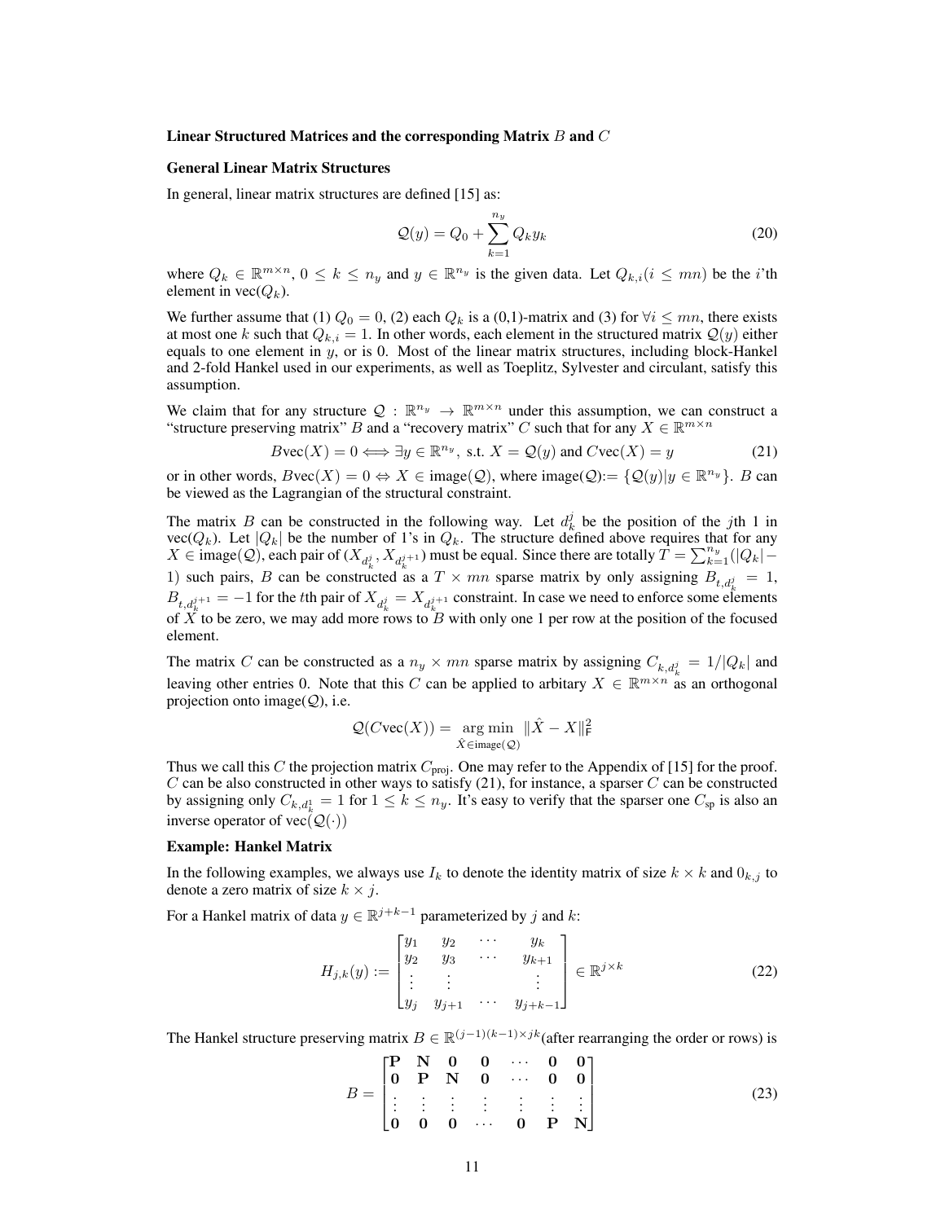**Linear Structured Matrices and the corresponding Matrix $B$ and $C$**

**General Linear Matrix Structures**

In general, linear matrix structures are defined [15] as:

$$\mathcal{Q}(y) = Q_0 + \sum_{k=1}^{n_y} Q_k y_k \tag{20}$$

where $Q_k \in \mathbb{R}^{m \times n}$, $0 \leq k \leq n_y$ and $y \in \mathbb{R}^{n_y}$ is the given data. Let $Q_{k,i} (i \leq mn)$ be the $i$'th element in $\text{vec}(Q_k)$.

We further assume that (1) $Q_0 = 0$, (2) each $Q_k$ is a (0,1)-matrix and (3) for $\forall i \leq mn$, there exists at most one $k$ such that $Q_{k,i} = 1$. In other words, each element in the structured matrix $\mathcal{Q}(y)$ either equals to one element in $y$, or is 0. Most of the linear matrix structures, including block-Hankel and 2-fold Hankel used in our experiments, as well as Toeplitz, Sylvester and circulant, satisfy this assumption.

We claim that for any structure $\mathcal{Q} : \mathbb{R}^{n_y} \to \mathbb{R}^{m \times n}$ under this assumption, we can construct a "structure preserving matrix" $B$ and a "recovery matrix" $C$ such that for any $X \in \mathbb{R}^{m \times n}$

$$B\text{vec}(X) = 0 \Longleftrightarrow \exists y \in \mathbb{R}^{n_y}, \text{ s.t. } X = \mathcal{Q}(y) \text{ and } C\text{vec}(X) = y \tag{21}$$

or in other words, $B\text{vec}(X) = 0 \Leftrightarrow X \in \text{image}(\mathcal{Q})$, where image($\mathcal{Q}$):= $\{\mathcal{Q}(y) | y \in \mathbb{R}^{n_y}\}$. $B$ can be viewed as the Lagrangian of the structural constraint.

The matrix $B$ can be constructed in the following way. Let $d_k^j$ be the position of the $j$th 1 in $\text{vec}(Q_k)$. Let $|Q_k|$ be the number of 1's in $Q_k$. The structure defined above requires that for any $X \in \text{image}(\mathcal{Q})$, each pair of $(X_{d_k^j}, X_{d_k^{j+1}})$ must be equal. Since there are totally $T = \sum_{k=1}^{n_y} (|Q_k| - 1)$ such pairs, $B$ can be constructed as a $T \times mn$ sparse matrix by only assigning $B_{t,d_k^j} = 1$, $B_{t,d_k^{j+1}} = -1$ for the $t$th pair of $X_{d_k^j} = X_{d_k^{j+1}}$ constraint. In case we need to enforce some elements of $X$ to be zero, we may add more rows to $B$ with only one 1 per row at the position of the focused element.

The matrix $C$ can be constructed as a $n_y \times mn$ sparse matrix by assigning $C_{k,d_k^j} = 1/|Q_k|$ and leaving other entries 0. Note that this $C$ can be applied to arbitary $X \in \mathbb{R}^{m \times n}$ as an orthogonal projection onto image($\mathcal{Q}$), i.e.

$$\mathcal{Q}(C\text{vec}(X)) = \underset{\hat{X} \in \text{image}(\mathcal{Q})}{\arg\min} \|\hat{X} - X\|_{\mathsf{F}}^2$$

Thus we call this $C$ the projection matrix $C_{\text{proj}}$. One may refer to the Appendix of [15] for the proof. $C$ can be also constructed in other ways to satisfy (21), for instance, a sparser $C$ can be constructed by assigning only $C_{k,d_k^1} = 1$ for $1 \leq k \leq n_y$. It's easy to verify that the sparser one $C_{\text{sp}}$ is also an inverse operator of $\text{vec}(\mathcal{Q}(\cdot))$

**Example: Hankel Matrix**

In the following examples, we always use $I_k$ to denote the identity matrix of size $k \times k$ and $0_{k,j}$ to denote a zero matrix of size $k \times j$.

For a Hankel matrix of data $y \in \mathbb{R}^{j+k-1}$ parameterized by $j$ and $k$:

$$H_{j,k}(y) := \begin{bmatrix} y_1 & y_2 & \cdots & y_k \\ y_2 & y_3 & \cdots & y_{k+1} \\ \vdots & \vdots & & \vdots \\ y_j & y_{j+1} & \cdots & y_{j+k-1} \end{bmatrix} \in \mathbb{R}^{j \times k} \tag{22}$$

The Hankel structure preserving matrix $B \in \mathbb{R}^{(j-1)(k-1) \times jk}$(after rearranging the order or rows) is

$$B = \begin{bmatrix} \mathbf{P} & \mathbf{N} & \mathbf{0} & \mathbf{0} & \cdots & \mathbf{0} & \mathbf{0} \\ \mathbf{0} & \mathbf{P} & \mathbf{N} & \mathbf{0} & \cdots & \mathbf{0} & \mathbf{0} \\ \vdots & \vdots & \vdots & \vdots & \vdots & \vdots & \vdots \\ \mathbf{0} & \mathbf{0} & \mathbf{0} & \cdots & \mathbf{0} & \mathbf{P} & \mathbf{N} \end{bmatrix} \tag{23}$$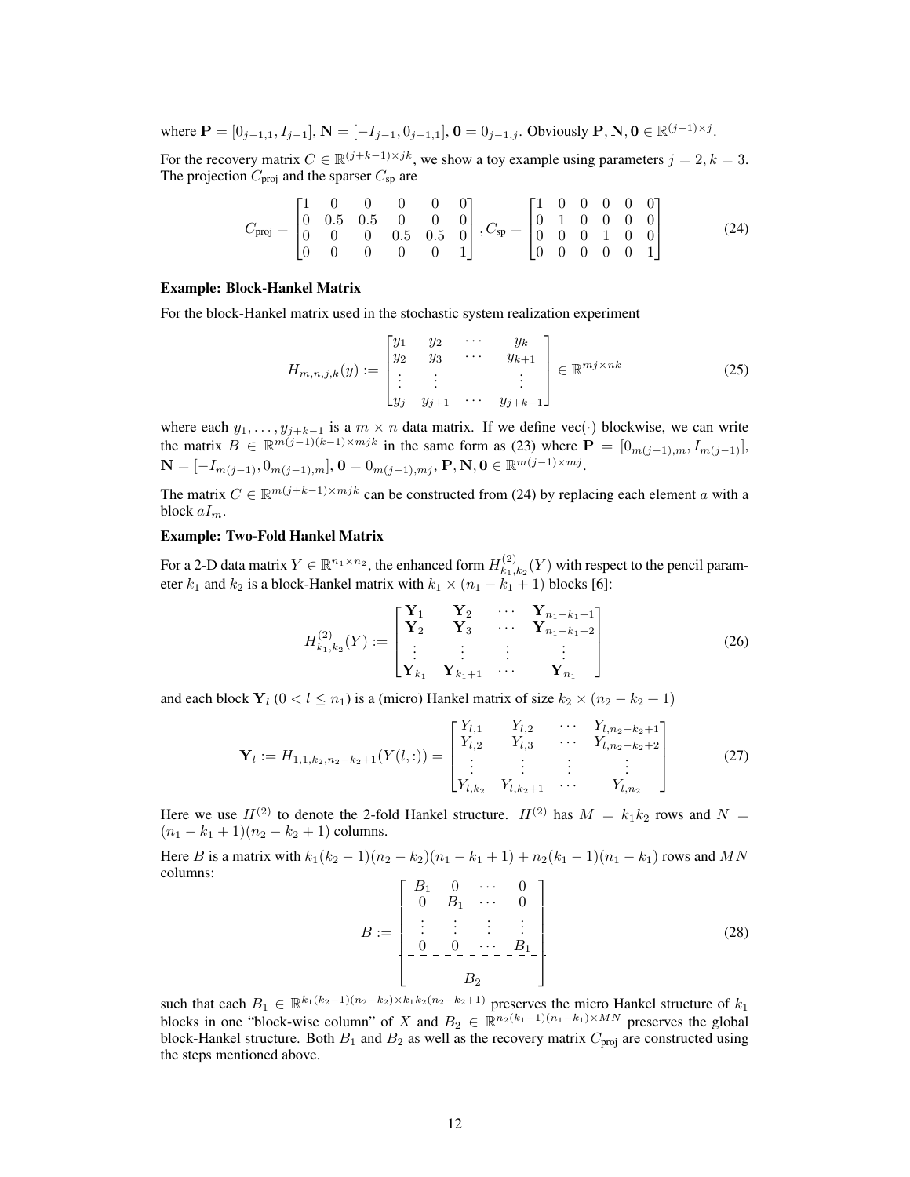where $\mathbf{P} = [0_{j-1,1}, I_{j-1}]$, $\mathbf{N} = [-I_{j-1}, 0_{j-1,1}]$, $\mathbf{0} = 0_{j-1,j}$. Obviously $\mathbf{P}, \mathbf{N}, \mathbf{0} \in \mathbb{R}^{(j-1)\times j}$.

For the recovery matrix $C \in \mathbb{R}^{(j+k-1)\times jk}$, we show a toy example using parameters $j = 2, k = 3$. The projection $C_{\text{proj}}$ and the sparser $C_{\text{sp}}$ are

$$
C_{\text{proj}} = \begin{bmatrix} 1 & 0 & 0 & 0 & 0 & 0 \\ 0 & 0.5 & 0.5 & 0 & 0 & 0 \\ 0 & 0 & 0 & 0.5 & 0.5 & 0 \\ 0 & 0 & 0 & 0 & 0 & 1 \end{bmatrix}, C_{\text{sp}} = \begin{bmatrix} 1 & 0 & 0 & 0 & 0 & 0 \\ 0 & 1 & 0 & 0 & 0 & 0 \\ 0 & 0 & 0 & 1 & 0 & 0 \\ 0 & 0 & 0 & 0 & 0 & 1 \end{bmatrix} \tag{24}
$$

**Example: Block-Hankel Matrix**

For the block-Hankel matrix used in the stochastic system realization experiment

$$
H_{m,n,j,k}(y) := \begin{bmatrix} y_1 & y_2 & \cdots & y_k \\ y_2 & y_3 & \cdots & y_{k+1} \\ \vdots & \vdots & & \vdots \\ y_j & y_{j+1} & \cdots & y_{j+k-1} \end{bmatrix} \in \mathbb{R}^{mj\times nk} \tag{25}
$$

where each $y_1, \ldots, y_{j+k-1}$ is a $m \times n$ data matrix. If we define $\text{vec}(\cdot)$ blockwise, we can write the matrix $B \in \mathbb{R}^{m(j-1)(k-1)\times mjk}$ in the same form as (23) where $\mathbf{P} = [0_{m(j-1),m}, I_{m(j-1)}]$, $\mathbf{N} = [-I_{m(j-1)}, 0_{m(j-1),m}]$, $\mathbf{0} = 0_{m(j-1),mj}$, $\mathbf{P}, \mathbf{N}, \mathbf{0} \in \mathbb{R}^{m(j-1)\times mj}$.

The matrix $C \in \mathbb{R}^{m(j+k-1)\times mjk}$ can be constructed from (24) by replacing each element $a$ with a block $aI_m$.

**Example: Two-Fold Hankel Matrix**

For a 2-D data matrix $Y \in \mathbb{R}^{n_1\times n_2}$, the enhanced form $H^{(2)}_{k_1,k_2}(Y)$ with respect to the pencil parameter $k_1$ and $k_2$ is a block-Hankel matrix with $k_1 \times (n_1 - k_1 + 1)$ blocks [6]:

$$
H^{(2)}_{k_1,k_2}(Y) := \begin{bmatrix} \mathbf{Y}_1 & \mathbf{Y}_2 & \cdots & \mathbf{Y}_{n_1-k_1+1} \\ \mathbf{Y}_2 & \mathbf{Y}_3 & \cdots & \mathbf{Y}_{n_1-k_1+2} \\ \vdots & \vdots & \vdots & \vdots \\ \mathbf{Y}_{k_1} & \mathbf{Y}_{k_1+1} & \cdots & \mathbf{Y}_{n_1} \end{bmatrix} \tag{26}
$$

and each block $\mathbf{Y}_l$ $(0 < l \le n_1)$ is a (micro) Hankel matrix of size $k_2 \times (n_2 - k_2 + 1)$

$$
\mathbf{Y}_l := H_{1,1,k_2,n_2-k_2+1}(Y(l,:)) = \begin{bmatrix} Y_{l,1} & Y_{l,2} & \cdots & Y_{l,n_2-k_2+1} \\ Y_{l,2} & Y_{l,3} & \cdots & Y_{l,n_2-k_2+2} \\ \vdots & \vdots & \vdots & \vdots \\ Y_{l,k_2} & Y_{l,k_2+1} & \cdots & Y_{l,n_2} \end{bmatrix} \tag{27}
$$

Here we use $H^{(2)}$ to denote the 2-fold Hankel structure. $H^{(2)}$ has $M = k_1k_2$ rows and $N = (n_1 - k_1 + 1)(n_2 - k_2 + 1)$ columns.

Here $B$ is a matrix with $k_1(k_2 - 1)(n_2 - k_2)(n_1 - k_1 + 1) + n_2(k_1 - 1)(n_1 - k_1)$ rows and $MN$ columns:

$$
B := \begin{bmatrix} B_1 & 0 & \cdots & 0 \\ 0 & B_1 & \cdots & 0 \\ \vdots & \vdots & \vdots & \vdots \\ 0 & 0 & \cdots & B_1 \\ \hline & & B_2 & \end{bmatrix} \tag{28}
$$

such that each $B_1 \in \mathbb{R}^{k_1(k_2-1)(n_2-k_2)\times k_1k_2(n_2-k_2+1)}$ preserves the micro Hankel structure of $k_1$ blocks in one "block-wise column" of $X$ and $B_2 \in \mathbb{R}^{n_2(k_1-1)(n_1-k_1)\times MN}$ preserves the global block-Hankel structure. Both $B_1$ and $B_2$ as well as the recovery matrix $C_{\text{proj}}$ are constructed using the steps mentioned above.